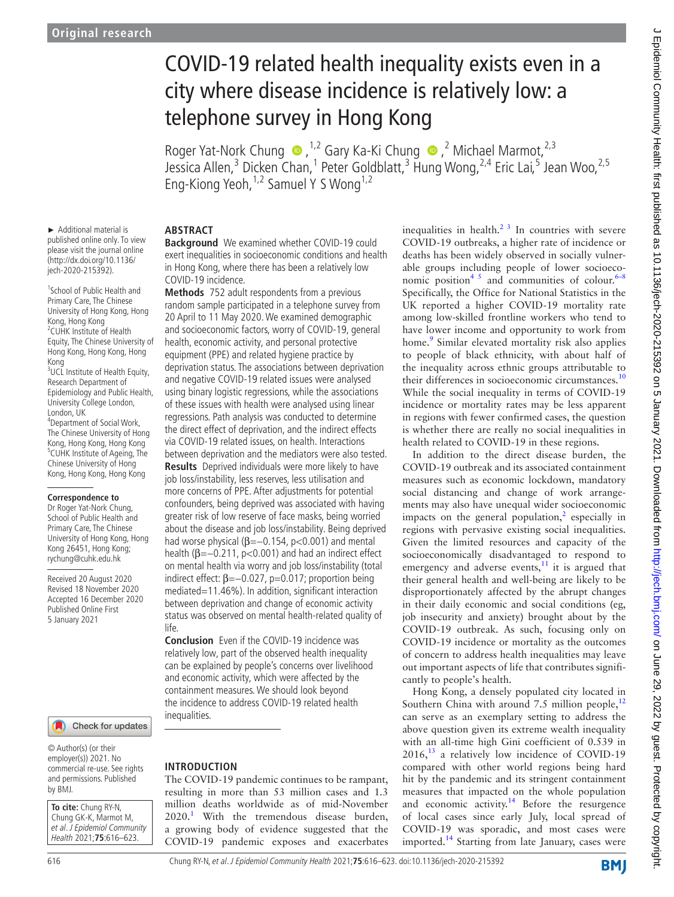# COVID-19 related health inequality exists even in a city where disease incidence is relatively low: a telephone survey in Hong Kong

Roger Yat-Nork Chung [1,2] Gary Ka-Ki Chung [2] Michael Marmot,[2,3] Jessica Allen,[3] Dicken Chan,[1] Peter Goldblatt,[3] Hung Wong,[2,4] Eric Lai,[5] Jean Woo,[2,5] Eng-Kiong Yeoh,[1,2] Samuel Y S Wong[1,2]

► Additional material is published online only. To view please visit the journal online (http://dx.doi.org/10.1136/jech-2020-215392).

[1]School of Public Health and Primary Care, The Chinese University of Hong Kong, Hong Kong, Hong Kong
[2]CUHK Institute of Health Equity, The Chinese University of Hong Kong, Hong Kong, Hong Kong
[3]UCL Institute of Health Equity, Research Department of Epidemiology and Public Health, University College London, London, UK
[4]Department of Social Work, The Chinese University of Hong Kong, Hong Kong, Hong Kong
[5]CUHK Institute of Ageing, The Chinese University of Hong Kong, Hong Kong, Hong Kong

**Correspondence to**
Dr Roger Yat-Nork Chung, School of Public Health and Primary Care, The Chinese University of Hong Kong, Hong Kong 26451, Hong Kong; rychung@cuhk.edu.hk

Received 20 August 2020
Revised 18 November 2020
Accepted 16 December 2020
Published Online First 5 January 2021

© Author(s) (or their employer(s)) 2021. No commercial re-use. See rights and permissions. Published by BMJ.

**To cite:** Chung RY-N, Chung GK-K, Marmot M, *et al. J Epidemiol Community Health* 2021;**75**:616–623.

## ABSTRACT

**Background** We examined whether COVID-19 could exert inequalities in socioeconomic conditions and health in Hong Kong, where there has been a relatively low COVID-19 incidence.

**Methods** 752 adult respondents from a previous random sample participated in a telephone survey from 20 April to 11 May 2020. We examined demographic and socioeconomic factors, worry of COVID-19, general health, economic activity, and personal protective equipment (PPE) and related hygiene practice by deprivation status. The associations between deprivation and negative COVID-19 related issues were analysed using binary logistic regressions, while the associations of these issues with health were analysed using linear regressions. Path analysis was conducted to determine the direct effect of deprivation, and the indirect effects via COVID-19 related issues, on health. Interactions between deprivation and the mediators were also tested.

**Results** Deprived individuals were more likely to have job loss/instability, less reserves, less utilisation and more concerns of PPE. After adjustments for potential confounders, being deprived was associated with having greater risk of low reserve of face masks, being worried about the disease and job loss/instability. Being deprived had worse physical ($\beta=-0.154$, $p<0.001$) and mental health ($\beta=-0.211$, $p<0.001$) and had an indirect effect on mental health via worry and job loss/instability (total indirect effect: $\beta=-0.027$, $p=0.017$; proportion being mediated=11.46%). In addition, significant interaction between deprivation and change of economic activity status was observed on mental health-related quality of life.

**Conclusion** Even if the COVID-19 incidence was relatively low, part of the observed health inequality can be explained by people's concerns over livelihood and economic activity, which were affected by the containment measures. We should look beyond the incidence to address COVID-19 related health inequalities.

## INTRODUCTION

The COVID-19 pandemic continues to be rampant, resulting in more than 53 million cases and 1.3 million deaths worldwide as of mid-November 2020.[1] With the tremendous disease burden, a growing body of evidence suggested that the COVID-19 pandemic exposes and exacerbates inequalities in health.[2,3] In countries with severe COVID-19 outbreaks, a higher rate of incidence or deaths has been widely observed in socially vulnerable groups including people of lower socioeconomic position[4,5] and communities of colour.[6–8] Specifically, the Office for National Statistics in the UK reported a higher COVID-19 mortality rate among low-skilled frontline workers who tend to have lower income and opportunity to work from home.[9] Similar elevated mortality risk also applies to people of black ethnicity, with about half of the inequality across ethnic groups attributable to their differences in socioeconomic circumstances.[10] While the social inequality in terms of COVID-19 incidence or mortality rates may be less apparent in regions with fewer confirmed cases, the question is whether there are really no social inequalities in health related to COVID-19 in these regions.

In addition to the direct disease burden, the COVID-19 outbreak and its associated containment measures such as economic lockdown, mandatory social distancing and change of work arrangements may also have unequal wider socioeconomic impacts on the general population,[2] especially in regions with pervasive existing social inequalities. Given the limited resources and capacity of the socioeconomically disadvantaged to respond to emergency and adverse events,[11] it is argued that their general health and well-being are likely to be disproportionately affected by the abrupt changes in their daily economic and social conditions (eg, job insecurity and anxiety) brought about by the COVID-19 outbreak. As such, focusing only on COVID-19 incidence or mortality as the outcomes of concern to address health inequalities may leave out important aspects of life that contributes significantly to people's health.

Hong Kong, a densely populated city located in Southern China with around 7.5 million people,[12] can serve as an exemplary setting to address the above question given its extreme wealth inequality with an all-time high Gini coefficient of 0.539 in 2016,[13] a relatively low incidence of COVID-19 compared with other world regions being hard hit by the pandemic and its stringent containment measures that impacted on the whole population and economic activity.[14] Before the resurgence of local cases since early July, local spread of COVID-19 was sporadic, and most cases were imported.[14] Starting from late January, cases were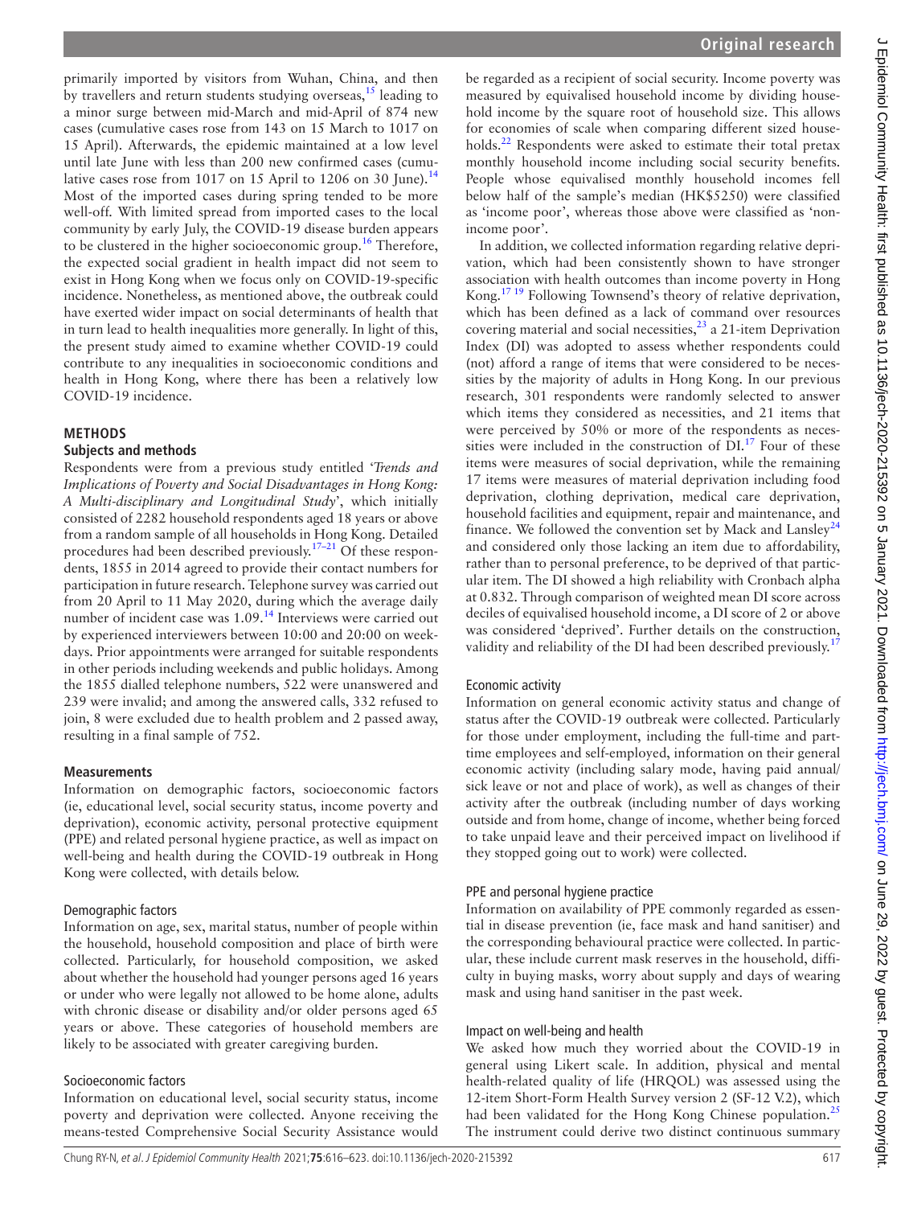primarily imported by visitors from Wuhan, China, and then by travellers and return students studying overseas,[15] leading to a minor surge between mid-March and mid-April of 874 new cases (cumulative cases rose from 143 on 15 March to 1017 on 15 April). Afterwards, the epidemic maintained at a low level until late June with less than 200 new confirmed cases (cumulative cases rose from 1017 on 15 April to 1206 on 30 June).[14] Most of the imported cases during spring tended to be more well-off. With limited spread from imported cases to the local community by early July, the COVID-19 disease burden appears to be clustered in the higher socioeconomic group.[16] Therefore, the expected social gradient in health impact did not seem to exist in Hong Kong when we focus only on COVID-19-specific incidence. Nonetheless, as mentioned above, the outbreak could have exerted wider impact on social determinants of health that in turn lead to health inequalities more generally. In light of this, the present study aimed to examine whether COVID-19 could contribute to any inequalities in socioeconomic conditions and health in Hong Kong, where there has been a relatively low COVID-19 incidence.

## METHODS

### Subjects and methods

Respondents were from a previous study entitled '*Trends and Implications of Poverty and Social Disadvantages in Hong Kong: A Multi-disciplinary and Longitudinal Study*', which initially consisted of 2282 household respondents aged 18 years or above from a random sample of all households in Hong Kong. Detailed procedures had been described previously.[17–21] Of these respondents, 1855 in 2014 agreed to provide their contact numbers for participation in future research. Telephone survey was carried out from 20 April to 11 May 2020, during which the average daily number of incident case was 1.09.[14] Interviews were carried out by experienced interviewers between 10:00 and 20:00 on weekdays. Prior appointments were arranged for suitable respondents in other periods including weekends and public holidays. Among the 1855 dialled telephone numbers, 522 were unanswered and 239 were invalid; and among the answered calls, 332 refused to join, 8 were excluded due to health problem and 2 passed away, resulting in a final sample of 752.

### Measurements

Information on demographic factors, socioeconomic factors (ie, educational level, social security status, income poverty and deprivation), economic activity, personal protective equipment (PPE) and related personal hygiene practice, as well as impact on well-being and health during the COVID-19 outbreak in Hong Kong were collected, with details below.

#### Demographic factors

Information on age, sex, marital status, number of people within the household, household composition and place of birth were collected. Particularly, for household composition, we asked about whether the household had younger persons aged 16 years or under who were legally not allowed to be home alone, adults with chronic disease or disability and/or older persons aged 65 years or above. These categories of household members are likely to be associated with greater caregiving burden.

#### Socioeconomic factors

Information on educational level, social security status, income poverty and deprivation were collected. Anyone receiving the means-tested Comprehensive Social Security Assistance would be regarded as a recipient of social security. Income poverty was measured by equivalised household income by dividing household income by the square root of household size. This allows for economies of scale when comparing different sized households.[22] Respondents were asked to estimate their total pretax monthly household income including social security benefits. People whose equivalised monthly household incomes fell below half of the sample's median (HK$5250) were classified as 'income poor', whereas those above were classified as 'non-income poor'.

In addition, we collected information regarding relative deprivation, which had been consistently shown to have stronger association with health outcomes than income poverty in Hong Kong.[17 19] Following Townsend's theory of relative deprivation, which has been defined as a lack of command over resources covering material and social necessities,[23] a 21-item Deprivation Index (DI) was adopted to assess whether respondents could (not) afford a range of items that were considered to be necessities by the majority of adults in Hong Kong. In our previous research, 301 respondents were randomly selected to answer which items they considered as necessities, and 21 items that were perceived by 50% or more of the respondents as necessities were included in the construction of DI.[17] Four of these items were measures of social deprivation, while the remaining 17 items were measures of material deprivation including food deprivation, clothing deprivation, medical care deprivation, household facilities and equipment, repair and maintenance, and finance. We followed the convention set by Mack and Lansley[24] and considered only those lacking an item due to affordability, rather than to personal preference, to be deprived of that particular item. The DI showed a high reliability with Cronbach alpha at 0.832. Through comparison of weighted mean DI score across deciles of equivalised household income, a DI score of 2 or above was considered 'deprived'. Further details on the construction, validity and reliability of the DI had been described previously.[17]

#### Economic activity

Information on general economic activity status and change of status after the COVID-19 outbreak were collected. Particularly for those under employment, including the full-time and part-time employees and self-employed, information on their general economic activity (including salary mode, having paid annual/sick leave or not and place of work), as well as changes of their activity after the outbreak (including number of days working outside and from home, change of income, whether being forced to take unpaid leave and their perceived impact on livelihood if they stopped going out to work) were collected.

#### PPE and personal hygiene practice

Information on availability of PPE commonly regarded as essential in disease prevention (ie, face mask and hand sanitiser) and the corresponding behavioural practice were collected. In particular, these include current mask reserves in the household, difficulty in buying masks, worry about supply and days of wearing mask and using hand sanitiser in the past week.

#### Impact on well-being and health

We asked how much they worried about the COVID-19 in general using Likert scale. In addition, physical and mental health-related quality of life (HRQOL) was assessed using the 12-item Short-Form Health Survey version 2 (SF-12 V.2), which had been validated for the Hong Kong Chinese population.[25] The instrument could derive two distinct continuous summary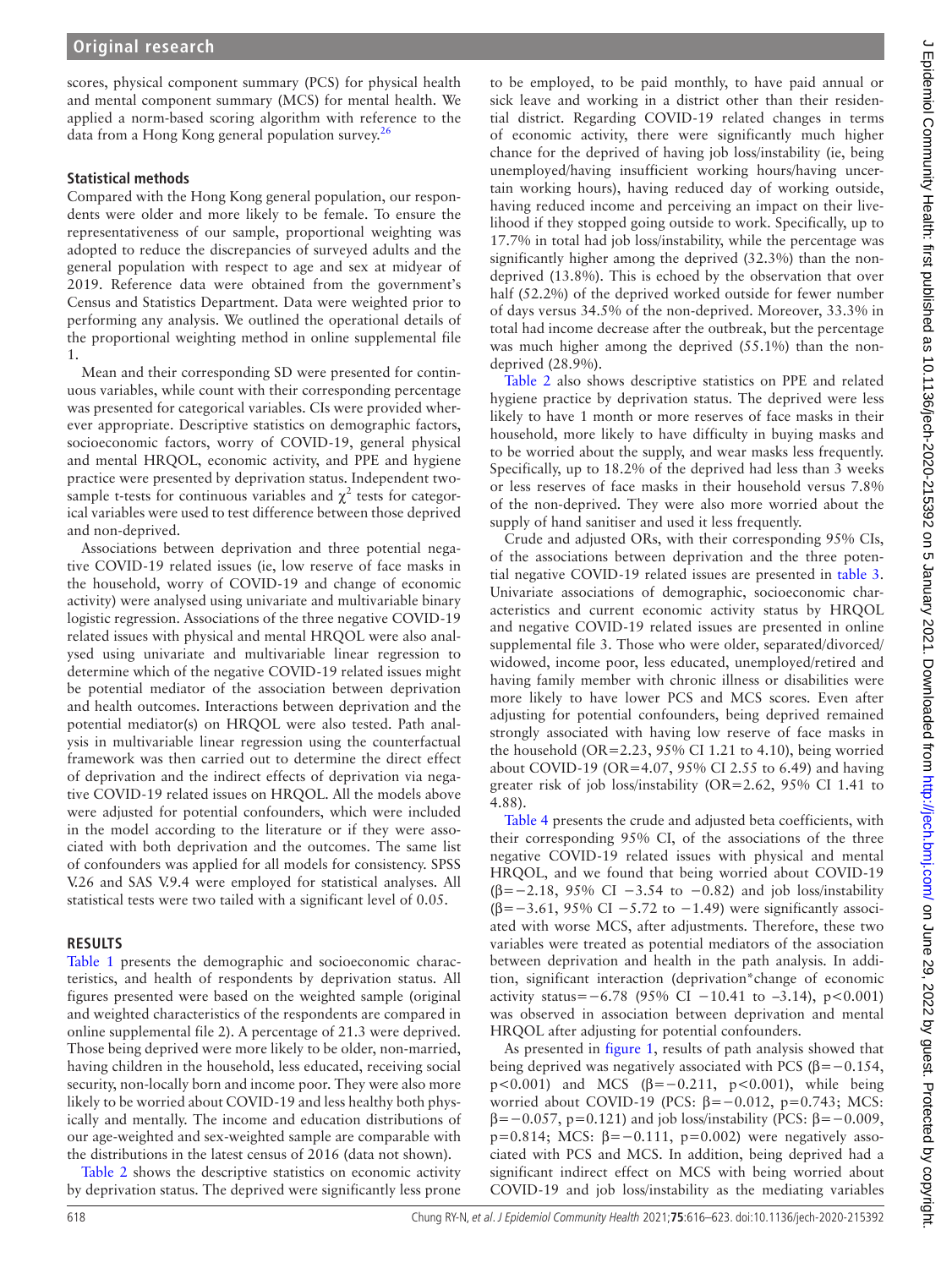scores, physical component summary (PCS) for physical health and mental component summary (MCS) for mental health. We applied a norm-based scoring algorithm with reference to the data from a Hong Kong general population survey.[26]

### Statistical methods

Compared with the Hong Kong general population, our respondents were older and more likely to be female. To ensure the representativeness of our sample, proportional weighting was adopted to reduce the discrepancies of surveyed adults and the general population with respect to age and sex at midyear of 2019. Reference data were obtained from the government's Census and Statistics Department. Data were weighted prior to performing any analysis. We outlined the operational details of the proportional weighting method in online supplemental file 1.

Mean and their corresponding SD were presented for continuous variables, while count with their corresponding percentage was presented for categorical variables. CIs were provided wherever appropriate. Descriptive statistics on demographic factors, socioeconomic factors, worry of COVID-19, general physical and mental HRQOL, economic activity, and PPE and hygiene practice were presented by deprivation status. Independent two-sample t-tests for continuous variables and $\chi^2$ tests for categorical variables were used to test difference between those deprived and non-deprived.

Associations between deprivation and three potential negative COVID-19 related issues (ie, low reserve of face masks in the household, worry of COVID-19 and change of economic activity) were analysed using univariate and multivariable binary logistic regression. Associations of the three negative COVID-19 related issues with physical and mental HRQOL were also analysed using univariate and multivariable linear regression to determine which of the negative COVID-19 related issues might be potential mediator of the association between deprivation and health outcomes. Interactions between deprivation and the potential mediator(s) on HRQOL were also tested. Path analysis in multivariable linear regression using the counterfactual framework was then carried out to determine the direct effect of deprivation and the indirect effects of deprivation via negative COVID-19 related issues on HRQOL. All the models above were adjusted for potential confounders, which were included in the model according to the literature or if they were associated with both deprivation and the outcomes. The same list of confounders was applied for all models for consistency. SPSS V.26 and SAS V.9.4 were employed for statistical analyses. All statistical tests were two tailed with a significant level of 0.05.

## RESULTS

Table 1 presents the demographic and socioeconomic characteristics, and health of respondents by deprivation status. All figures presented were based on the weighted sample (original and weighted characteristics of the respondents are compared in online supplemental file 2). A percentage of 21.3 were deprived. Those being deprived were more likely to be older, non-married, having children in the household, less educated, receiving social security, non-locally born and income poor. They were also more likely to be worried about COVID-19 and less healthy both physically and mentally. The income and education distributions of our age-weighted and sex-weighted sample are comparable with the distributions in the latest census of 2016 (data not shown).

Table 2 shows the descriptive statistics on economic activity by deprivation status. The deprived were significantly less prone to be employed, to be paid monthly, to have paid annual or sick leave and working in a district other than their residential district. Regarding COVID-19 related changes in terms of economic activity, there were significantly much higher chance for the deprived of having job loss/instability (ie, being unemployed/having insufficient working hours/having uncertain working hours), having reduced day of working outside, having reduced income and perceiving an impact on their livelihood if they stopped going outside to work. Specifically, up to 17.7% in total had job loss/instability, while the percentage was significantly higher among the deprived (32.3%) than the non-deprived (13.8%). This is echoed by the observation that over half (52.2%) of the deprived worked outside for fewer number of days versus 34.5% of the non-deprived. Moreover, 33.3% in total had income decrease after the outbreak, but the percentage was much higher among the deprived (55.1%) than the non-deprived (28.9%).

Table 2 also shows descriptive statistics on PPE and related hygiene practice by deprivation status. The deprived were less likely to have 1 month or more reserves of face masks in their household, more likely to have difficulty in buying masks and to be worried about the supply, and wear masks less frequently. Specifically, up to 18.2% of the deprived had less than 3 weeks or less reserves of face masks in their household versus 7.8% of the non-deprived. They were also more worried about the supply of hand sanitiser and used it less frequently.

Crude and adjusted ORs, with their corresponding 95% CIs, of the associations between deprivation and the three potential negative COVID-19 related issues are presented in table 3. Univariate associations of demographic, socioeconomic characteristics and current economic activity status by HRQOL and negative COVID-19 related issues are presented in online supplemental file 3. Those who were older, separated/divorced/widowed, income poor, less educated, unemployed/retired and having family member with chronic illness or disabilities were more likely to have lower PCS and MCS scores. Even after adjusting for potential confounders, being deprived remained strongly associated with having low reserve of face masks in the household (OR=2.23, 95% CI 1.21 to 4.10), being worried about COVID-19 (OR=4.07, 95% CI 2.55 to 6.49) and having greater risk of job loss/instability (OR=2.62, 95% CI 1.41 to 4.88).

Table 4 presents the crude and adjusted beta coefficients, with their corresponding 95% CI, of the associations of the three negative COVID-19 related issues with physical and mental HRQOL, and we found that being worried about COVID-19 ($\beta=-2.18$, 95% CI −3.54 to −0.82) and job loss/instability ($\beta=-3.61$, 95% CI −5.72 to −1.49) were significantly associated with worse MCS, after adjustments. Therefore, these two variables were treated as potential mediators of the association between deprivation and health in the path analysis. In addition, significant interaction (deprivation*change of economic activity status=−6.78 (95% CI −10.41 to −3.14), $p<0.001$) was observed in association between deprivation and mental HRQOL after adjusting for potential confounders.

As presented in figure 1, results of path analysis showed that being deprived was negatively associated with PCS ($\beta=-0.154$, $p<0.001$) and MCS ($\beta=-0.211$, $p<0.001$), while being worried about COVID-19 (PCS: $\beta=-0.012$, $p=0.743$; MCS: $\beta=-0.057$, $p=0.121$) and job loss/instability (PCS: $\beta=-0.009$, $p=0.814$; MCS: $\beta=-0.111$, $p=0.002$) were negatively associated with PCS and MCS. In addition, being deprived had a significant indirect effect on MCS with being worried about COVID-19 and job loss/instability as the mediating variables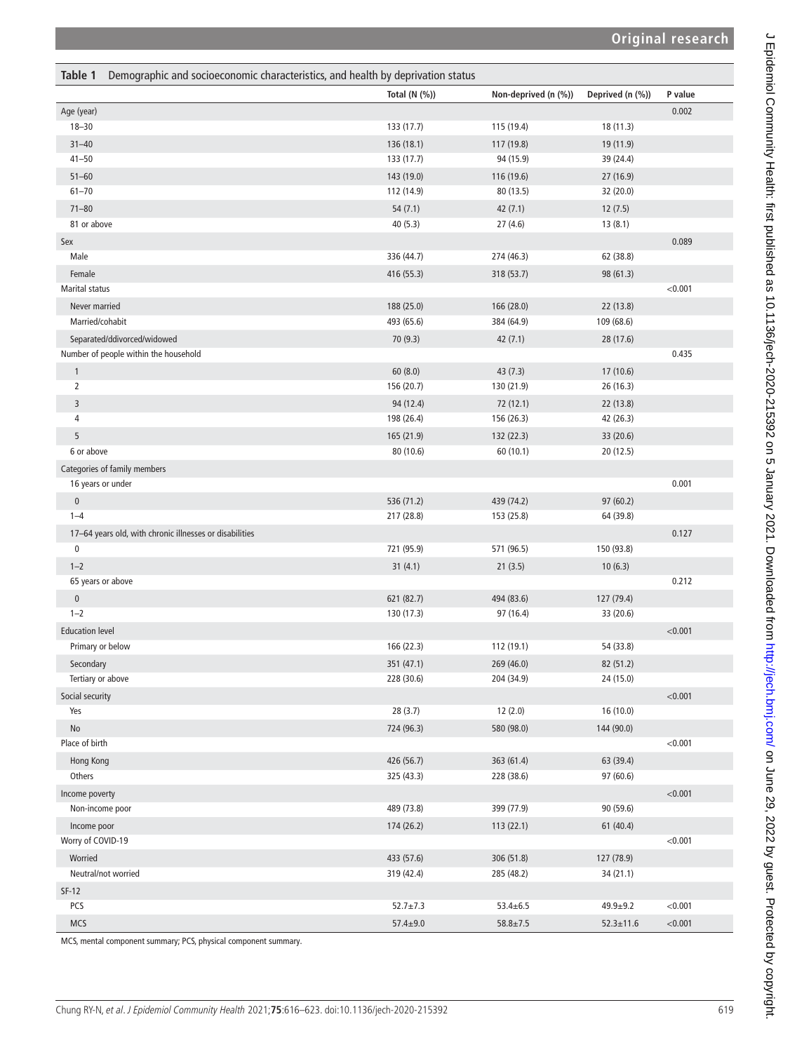**Table 1** Demographic and socioeconomic characteristics, and health by deprivation status

| | Total (N (%)) | Non-deprived (n (%)) | Deprived (n (%)) | P value |
|---|---|---|---|---|
| Age (year) | | | | 0.002 |
| 18–30 | 133 (17.7) | 115 (19.4) | 18 (11.3) | |
| 31–40 | 136 (18.1) | 117 (19.8) | 19 (11.9) | |
| 41–50 | 133 (17.7) | 94 (15.9) | 39 (24.4) | |
| 51–60 | 143 (19.0) | 116 (19.6) | 27 (16.9) | |
| 61–70 | 112 (14.9) | 80 (13.5) | 32 (20.0) | |
| 71–80 | 54 (7.1) | 42 (7.1) | 12 (7.5) | |
| 81 or above | 40 (5.3) | 27 (4.6) | 13 (8.1) | |
| Sex | | | | 0.089 |
| Male | 336 (44.7) | 274 (46.3) | 62 (38.8) | |
| Female | 416 (55.3) | 318 (53.7) | 98 (61.3) | |
| Marital status | | | | <0.001 |
| Never married | 188 (25.0) | 166 (28.0) | 22 (13.8) | |
| Married/cohabit | 493 (65.6) | 384 (64.9) | 109 (68.6) | |
| Separated/ddivorced/widowed | 70 (9.3) | 42 (7.1) | 28 (17.6) | |
| Number of people within the household | | | | 0.435 |
| 1 | 60 (8.0) | 43 (7.3) | 17 (10.6) | |
| 2 | 156 (20.7) | 130 (21.9) | 26 (16.3) | |
| 3 | 94 (12.4) | 72 (12.1) | 22 (13.8) | |
| 4 | 198 (26.4) | 156 (26.3) | 42 (26.3) | |
| 5 | 165 (21.9) | 132 (22.3) | 33 (20.6) | |
| 6 or above | 80 (10.6) | 60 (10.1) | 20 (12.5) | |
| Categories of family members | | | | |
| 16 years or under | | | | 0.001 |
| 0 | 536 (71.2) | 439 (74.2) | 97 (60.2) | |
| 1–4 | 217 (28.8) | 153 (25.8) | 64 (39.8) | |
| 17–64 years old, with chronic illnesses or disabilities | | | | 0.127 |
| 0 | 721 (95.9) | 571 (96.5) | 150 (93.8) | |
| 1–2 | 31 (4.1) | 21 (3.5) | 10 (6.3) | |
| 65 years or above | | | | 0.212 |
| 0 | 621 (82.7) | 494 (83.6) | 127 (79.4) | |
| 1–2 | 130 (17.3) | 97 (16.4) | 33 (20.6) | |
| Education level | | | | <0.001 |
| Primary or below | 166 (22.3) | 112 (19.1) | 54 (33.8) | |
| Secondary | 351 (47.1) | 269 (46.0) | 82 (51.2) | |
| Tertiary or above | 228 (30.6) | 204 (34.9) | 24 (15.0) | |
| Social security | | | | <0.001 |
| Yes | 28 (3.7) | 12 (2.0) | 16 (10.0) | |
| No | 724 (96.3) | 580 (98.0) | 144 (90.0) | |
| Place of birth | | | | <0.001 |
| Hong Kong | 426 (56.7) | 363 (61.4) | 63 (39.4) | |
| Others | 325 (43.3) | 228 (38.6) | 97 (60.6) | |
| Income poverty | | | | <0.001 |
| Non-income poor | 489 (73.8) | 399 (77.9) | 90 (59.6) | |
| Income poor | 174 (26.2) | 113 (22.1) | 61 (40.4) | |
| Worry of COVID-19 | | | | <0.001 |
| Worried | 433 (57.6) | 306 (51.8) | 127 (78.9) | |
| Neutral/not worried | 319 (42.4) | 285 (48.2) | 34 (21.1) | |
| SF-12 | | | | |
| PCS | 52.7±7.3 | 53.4±6.5 | 49.9±9.2 | <0.001 |
| MCS | 57.4±9.0 | 58.8±7.5 | 52.3±11.6 | <0.001 |

MCS, mental component summary; PCS, physical component summary.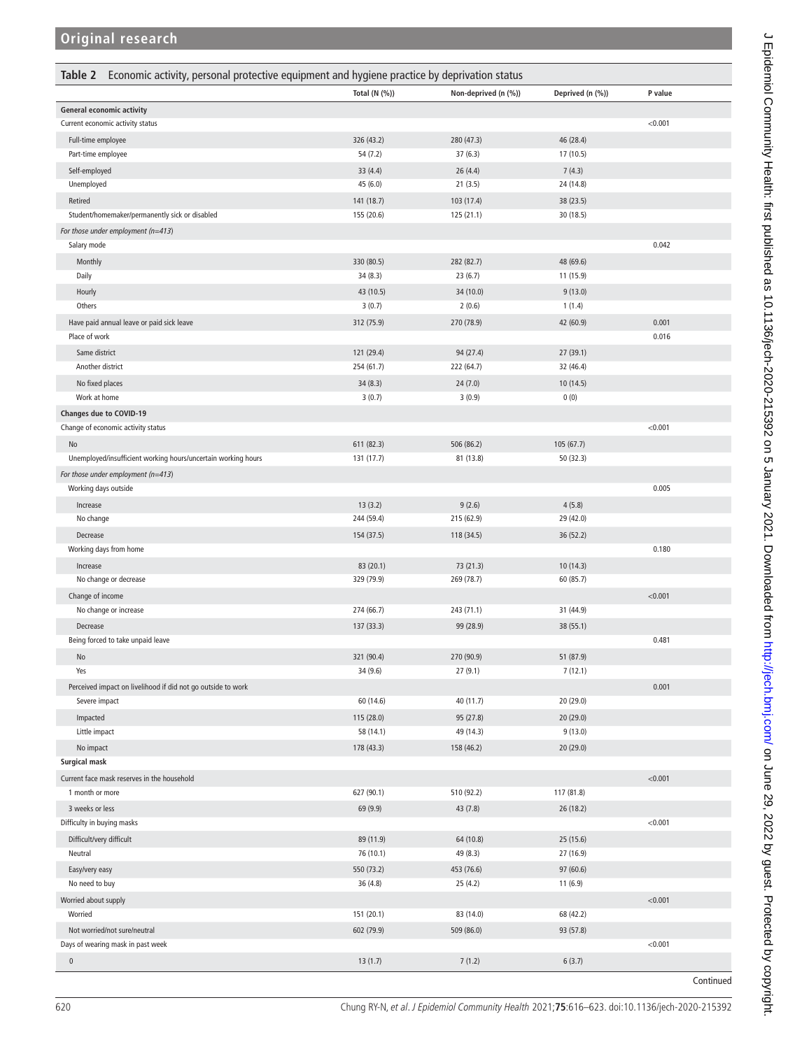**Table 2** Economic activity, personal protective equipment and hygiene practice by deprivation status

| | Total (N (%)) | Non-deprived (n (%)) | Deprived (n (%)) | P value |
|---|---|---|---|---|
| **General economic activity** | | | | |
| Current economic activity status | | | | <0.001 |
| Full-time employee | 326 (43.2) | 280 (47.3) | 46 (28.4) | |
| Part-time employee | 54 (7.2) | 37 (6.3) | 17 (10.5) | |
| Self-employed | 33 (4.4) | 26 (4.4) | 7 (4.3) | |
| Unemployed | 45 (6.0) | 21 (3.5) | 24 (14.8) | |
| Retired | 141 (18.7) | 103 (17.4) | 38 (23.5) | |
| Student/homemaker/permanently sick or disabled | 155 (20.6) | 125 (21.1) | 30 (18.5) | |
| *For those under employment (n=413)* | | | | |
| Salary mode | | | | 0.042 |
| Monthly | 330 (80.5) | 282 (82.7) | 48 (69.6) | |
| Daily | 34 (8.3) | 23 (6.7) | 11 (15.9) | |
| Hourly | 43 (10.5) | 34 (10.0) | 9 (13.0) | |
| Others | 3 (0.7) | 2 (0.6) | 1 (1.4) | |
| Have paid annual leave or paid sick leave | 312 (75.9) | 270 (78.9) | 42 (60.9) | 0.001 |
| Place of work | | | | 0.016 |
| Same district | 121 (29.4) | 94 (27.4) | 27 (39.1) | |
| Another district | 254 (61.7) | 222 (64.7) | 32 (46.4) | |
| No fixed places | 34 (8.3) | 24 (7.0) | 10 (14.5) | |
| Work at home | 3 (0.7) | 3 (0.9) | 0 (0) | |
| **Changes due to COVID-19** | | | | |
| Change of economic activity status | | | | <0.001 |
| No | 611 (82.3) | 506 (86.2) | 105 (67.7) | |
| Unemployed/insufficient working hours/uncertain working hours | 131 (17.7) | 81 (13.8) | 50 (32.3) | |
| *For those under employment (n=413)* | | | | |
| Working days outside | | | | 0.005 |
| Increase | 13 (3.2) | 9 (2.6) | 4 (5.8) | |
| No change | 244 (59.4) | 215 (62.9) | 29 (42.0) | |
| Decrease | 154 (37.5) | 118 (34.5) | 36 (52.2) | |
| Working days from home | | | | 0.180 |
| Increase | 83 (20.1) | 73 (21.3) | 10 (14.3) | |
| No change or decrease | 329 (79.9) | 269 (78.7) | 60 (85.7) | |
| Change of income | | | | <0.001 |
| No change or increase | 274 (66.7) | 243 (71.1) | 31 (44.9) | |
| Decrease | 137 (33.3) | 99 (28.9) | 38 (55.1) | |
| Being forced to take unpaid leave | | | | 0.481 |
| No | 321 (90.4) | 270 (90.9) | 51 (87.9) | |
| Yes | 34 (9.6) | 27 (9.1) | 7 (12.1) | |
| Perceived impact on livelihood if did not go outside to work | | | | 0.001 |
| Severe impact | 60 (14.6) | 40 (11.7) | 20 (29.0) | |
| Impacted | 115 (28.0) | 95 (27.8) | 20 (29.0) | |
| Little impact | 58 (14.1) | 49 (14.3) | 9 (13.0) | |
| No impact | 178 (43.3) | 158 (46.2) | 20 (29.0) | |
| **Surgical mask** | | | | |
| Current face mask reserves in the household | | | | <0.001 |
| 1 month or more | 627 (90.1) | 510 (92.2) | 117 (81.8) | |
| 3 weeks or less | 69 (9.9) | 43 (7.8) | 26 (18.2) | |
| Difficulty in buying masks | | | | <0.001 |
| Difficult/very difficult | 89 (11.9) | 64 (10.8) | 25 (15.6) | |
| Neutral | 76 (10.1) | 49 (8.3) | 27 (16.9) | |
| Easy/very easy | 550 (73.2) | 453 (76.6) | 97 (60.6) | |
| No need to buy | 36 (4.8) | 25 (4.2) | 11 (6.9) | |
| Worried about supply | | | | <0.001 |
| Worried | 151 (20.1) | 83 (14.0) | 68 (42.2) | |
| Not worried/not sure/neutral | 602 (79.9) | 509 (86.0) | 93 (57.8) | |
| Days of wearing mask in past week | | | | <0.001 |
| 0 | 13 (1.7) | 7 (1.2) | 6 (3.7) | |

Continued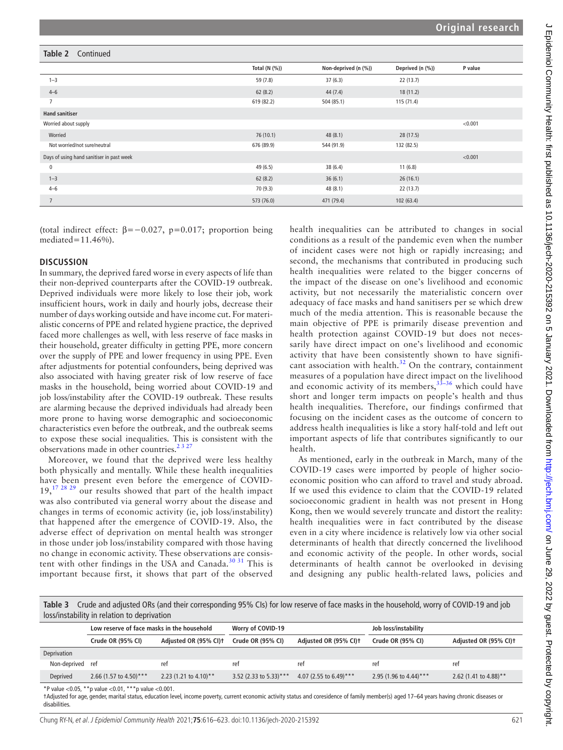**Table 2** Continued

| | Total (N (%)) | Non-deprived (n (%)) | Deprived (n (%)) | P value |
|---|---|---|---|---|
| 1–3 | 59 (7.8) | 37 (6.3) | 22 (13.7) | |
| 4–6 | 62 (8.2) | 44 (7.4) | 18 (11.2) | |
| 7 | 619 (82.2) | 504 (85.1) | 115 (71.4) | |
| **Hand sanitiser** | | | | |
| Worried about supply | | | | <0.001 |
| Worried | 76 (10.1) | 48 (8.1) | 28 (17.5) | |
| Not worried/not sure/neutral | 676 (89.9) | 544 (91.9) | 132 (82.5) | |
| Days of using hand sanitiser in past week | | | | <0.001 |
| 0 | 49 (6.5) | 38 (6.4) | 11 (6.8) | |
| 1–3 | 62 (8.2) | 36 (6.1) | 26 (16.1) | |
| 4–6 | 70 (9.3) | 48 (8.1) | 22 (13.7) | |
| 7 | 573 (76.0) | 471 (79.4) | 102 (63.4) | |

(total indirect effect: $\beta=-0.027$, $p=0.017$; proportion being mediated=11.46%).

## DISCUSSION

In summary, the deprived fared worse in every aspects of life than their non-deprived counterparts after the COVID-19 outbreak. Deprived individuals were more likely to lose their job, work insufficient hours, work in daily and hourly jobs, decrease their number of days working outside and have income cut. For materialistic concerns of PPE and related hygiene practice, the deprived faced more challenges as well, with less reserve of face masks in their household, greater difficulty in getting PPE, more concern over the supply of PPE and lower frequency in using PPE. Even after adjustments for potential confounders, being deprived was also associated with having greater risk of low reserve of face masks in the household, being worried about COVID-19 and job loss/instability after the COVID-19 outbreak. These results are alarming because the deprived individuals had already been more prone to having worse demographic and socioeconomic characteristics even before the outbreak, and the outbreak seems to expose these social inequalities. This is consistent with the observations made in other countries.[2 3 27]

Moreover, we found that the deprived were less healthy both physically and mentally. While these health inequalities have been present even before the emergence of COVID-19,[17 28 29] our results showed that part of the health impact was also contributed via general worry about the disease and changes in terms of economic activity (ie, job loss/instability) that happened after the emergence of COVID-19. Also, the adverse effect of deprivation on mental health was stronger in those under job loss/instability compared with those having no change in economic activity. These observations are consistent with other findings in the USA and Canada.[30 31] This is important because first, it shows that part of the observed health inequalities can be attributed to changes in social conditions as a result of the pandemic even when the number of incident cases were not high or rapidly increasing; and second, the mechanisms that contributed in producing such health inequalities were related to the bigger concerns of the impact of the disease on one's livelihood and economic activity, but not necessarily the materialistic concern over adequacy of face masks and hand sanitisers per se which drew much of the media attention. This is reasonable because the main objective of PPE is primarily disease prevention and health protection against COVID-19 but does not necessarily have direct impact on one's livelihood and economic activity that have been consistently shown to have significant association with health.[32] On the contrary, containment measures of a population have direct impact on the livelihood and economic activity of its members,[33–36] which could have short and longer term impacts on people's health and thus health inequalities. Therefore, our findings confirmed that focusing on the incident cases as the outcome of concern to address health inequalities is like a story half-told and left out important aspects of life that contributes significantly to our health.

As mentioned, early in the outbreak in March, many of the COVID-19 cases were imported by people of higher socioeconomic position who can afford to travel and study abroad. If we used this evidence to claim that the COVID-19 related socioeconomic gradient in health was not present in Hong Kong, then we would severely truncate and distort the reality: health inequalities were in fact contributed by the disease even in a city where incidence is relatively low via other social determinants of health that directly concerned the livelihood and economic activity of the people. In other words, social determinants of health cannot be overlooked in devising and designing any public health-related laws, policies and

**Table 3** Crude and adjusted ORs (and their corresponding 95% CIs) for low reserve of face masks in the household, worry of COVID-19 and job loss/instability in relation to deprivation

| | Low reserve of face masks in the household | | Worry of COVID-19 | | Job loss/instability | |
|---|---|---|---|---|---|---|
| | Crude OR (95% CI) | Adjusted OR (95% CI)† | Crude OR (95% CI) | Adjusted OR (95% CI)† | Crude OR (95% CI) | Adjusted OR (95% CI)† |
| Deprivation | | | | | | |
| Non-deprived | ref | ref | ref | ref | ref | ref |
| Deprived | 2.66 (1.57 to 4.50)*** | 2.23 (1.21 to 4.10)** | 3.52 (2.33 to 5.33)*** | 4.07 (2.55 to 6.49)*** | 2.95 (1.96 to 4.44)*** | 2.62 (1.41 to 4.88)** |

*P value <0.05, **p value <0.01, ***p value <0.001.

†Adjusted for age, gender, marital status, education level, income poverty, current economic activity status and coresidence of family member(s) aged 17–64 years having chronic diseases or disabilities.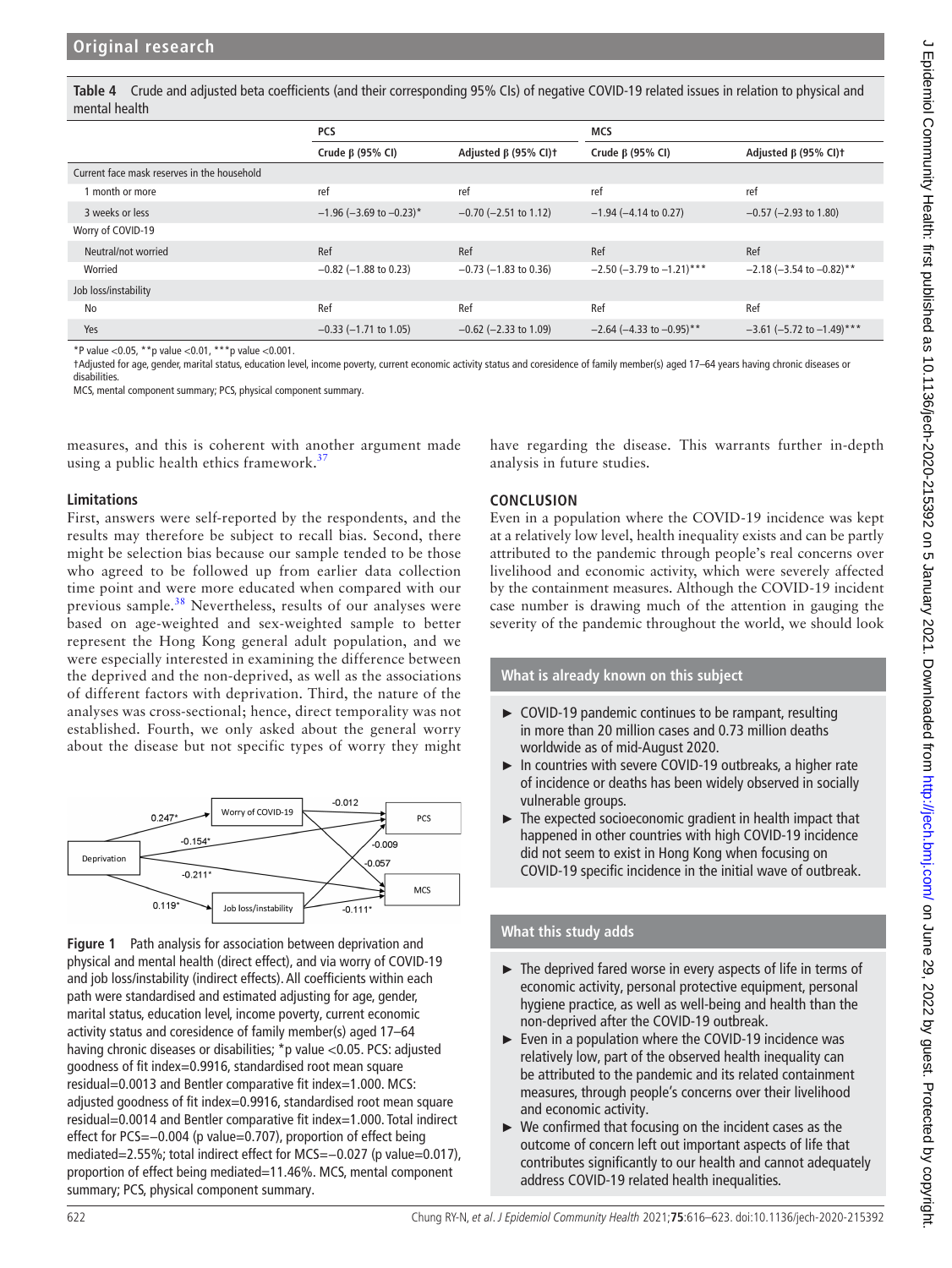**Table 4** Crude and adjusted beta coefficients (and their corresponding 95% CIs) of negative COVID-19 related issues in relation to physical and mental health

| | PCS | | MCS | |
|---|---|---|---|---|
| | Crude β (95% CI) | Adjusted β (95% CI)† | Crude β (95% CI) | Adjusted β (95% CI)† |
| Current face mask reserves in the household | | | | |
| 1 month or more | ref | ref | ref | ref |
| 3 weeks or less | −1.96 (−3.69 to −0.23)* | −0.70 (−2.51 to 1.12) | −1.94 (−4.14 to 0.27) | −0.57 (−2.93 to 1.80) |
| Worry of COVID-19 | | | | |
| Neutral/not worried | Ref | Ref | Ref | Ref |
| Worried | −0.82 (−1.88 to 0.23) | −0.73 (−1.83 to 0.36) | −2.50 (−3.79 to −1.21)*** | −2.18 (−3.54 to −0.82)** |
| Job loss/instability | | | | |
| No | Ref | Ref | Ref | Ref |
| Yes | −0.33 (−1.71 to 1.05) | −0.62 (−2.33 to 1.09) | −2.64 (−4.33 to −0.95)** | −3.61 (−5.72 to −1.49)*** |

*P value <0.05, **p value <0.01, ***p value <0.001.
†Adjusted for age, gender, marital status, education level, income poverty, current economic activity status and coresidence of family member(s) aged 17–64 years having chronic diseases or disabilities.
MCS, mental component summary; PCS, physical component summary.

measures, and this is coherent with another argument made using a public health ethics framework.[37]

### Limitations

First, answers were self-reported by the respondents, and the results may therefore be subject to recall bias. Second, there might be selection bias because our sample tended to be those who agreed to be followed up from earlier data collection time point and were more educated when compared with our previous sample.[38] Nevertheless, results of our analyses were based on age-weighted and sex-weighted sample to better represent the Hong Kong general adult population, and we were especially interested in examining the difference between the deprived and the non-deprived, as well as the associations of different factors with deprivation. Third, the nature of the analyses was cross-sectional; hence, direct temporality was not established. Fourth, we only asked about the general worry about the disease but not specific types of worry they might have regarding the disease. This warrants further in-depth analysis in future studies.

**Figure 1** Path analysis for association between deprivation and physical and mental health (direct effect), and via worry of COVID-19 and job loss/instability (indirect effects). All coefficients within each path were standardised and estimated adjusting for age, gender, marital status, education level, income poverty, current economic activity status and coresidence of family member(s) aged 17–64 having chronic diseases or disabilities; *p value <0.05. PCS: adjusted goodness of fit index=0.9916, standardised root mean square residual=0.0013 and Bentler comparative fit index=1.000. MCS: adjusted goodness of fit index=0.9916, standardised root mean square residual=0.0014 and Bentler comparative fit index=1.000. Total indirect effect for PCS=−0.004 (p value=0.707), proportion of effect being mediated=2.55%; total indirect effect for MCS=−0.027 (p value=0.017), proportion of effect being mediated=11.46%. MCS, mental component summary; PCS, physical component summary.

## CONCLUSION

Even in a population where the COVID-19 incidence was kept at a relatively low level, health inequality exists and can be partly attributed to the pandemic through people's real concerns over livelihood and economic activity, which were severely affected by the containment measures. Although the COVID-19 incident case number is drawing much of the attention in gauging the severity of the pandemic throughout the world, we should look

### What is already known on this subject

- COVID-19 pandemic continues to be rampant, resulting in more than 20 million cases and 0.73 million deaths worldwide as of mid-August 2020.
- In countries with severe COVID-19 outbreaks, a higher rate of incidence or deaths has been widely observed in socially vulnerable groups.
- The expected socioeconomic gradient in health impact that happened in other countries with high COVID-19 incidence did not seem to exist in Hong Kong when focusing on COVID-19 specific incidence in the initial wave of outbreak.

### What this study adds

- The deprived fared worse in every aspects of life in terms of economic activity, personal protective equipment, personal hygiene practice, as well as well-being and health than the non-deprived after the COVID-19 outbreak.
- Even in a population where the COVID-19 incidence was relatively low, part of the observed health inequality can be attributed to the pandemic and its related containment measures, through people's concerns over their livelihood and economic activity.
- We confirmed that focusing on the incident cases as the outcome of concern left out important aspects of life that contributes significantly to our health and cannot adequately address COVID-19 related health inequalities.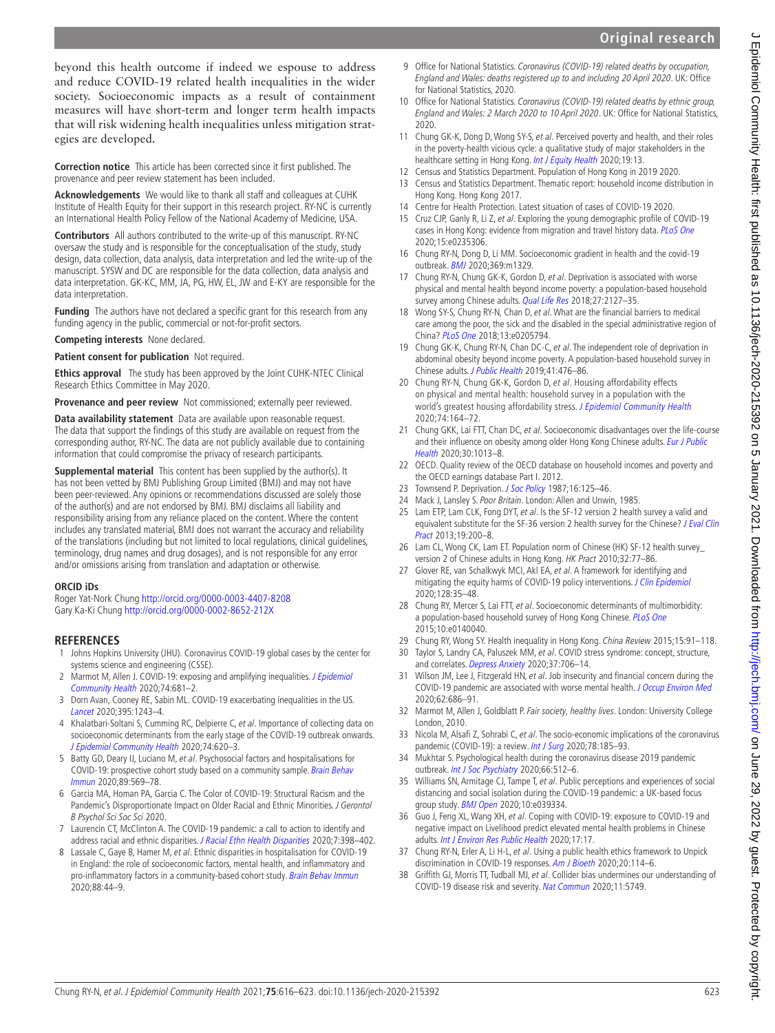beyond this health outcome if indeed we espouse to address and reduce COVID-19 related health inequalities in the wider society. Socioeconomic impacts as a result of containment measures will have short-term and longer term health impacts that will risk widening health inequalities unless mitigation strategies are developed.

**Correction notice** This article has been corrected since it first published. The provenance and peer review statement has been included.

**Acknowledgements** We would like to thank all staff and colleagues at CUHK Institute of Health Equity for their support in this research project. RY-NC is currently an International Health Policy Fellow of the National Academy of Medicine, USA.

**Contributors** All authors contributed to the write-up of this manuscript. RY-NC oversaw the study and is responsible for the conceptualisation of the study, study design, data collection, data analysis, data interpretation and led the write-up of the manuscript. SYSW and DC are responsible for the data collection, data analysis and data interpretation. GK-KC, MM, JA, PG, HW, EL, JW and E-KY are responsible for the data interpretation.

**Funding** The authors have not declared a specific grant for this research from any funding agency in the public, commercial or not-for-profit sectors.

**Competing interests** None declared.

**Patient consent for publication** Not required.

**Ethics approval** The study has been approved by the Joint CUHK-NTEC Clinical Research Ethics Committee in May 2020.

**Provenance and peer review** Not commissioned; externally peer reviewed.

**Data availability statement** Data are available upon reasonable request. The data that support the findings of this study are available on request from the corresponding author, RY-NC. The data are not publicly available due to containing information that could compromise the privacy of research participants.

**Supplemental material** This content has been supplied by the author(s). It has not been vetted by BMJ Publishing Group Limited (BMJ) and may not have been peer-reviewed. Any opinions or recommendations discussed are solely those of the author(s) and are not endorsed by BMJ. BMJ disclaims all liability and responsibility arising from any reliance placed on the content. Where the content includes any translated material, BMJ does not warrant the accuracy and reliability of the translations (including but not limited to local regulations, clinical guidelines, terminology, drug names and drug dosages), and is not responsible for any error and/or omissions arising from translation and adaptation or otherwise.

### ORCID iDs

Roger Yat-Nork Chung http://orcid.org/0000-0003-4407-8208
Gary Ka-Ki Chung http://orcid.org/0000-0002-8652-212X

## REFERENCES

1. Johns Hopkins University (JHU). Coronavirus COVID-19 global cases by the center for systems science and engineering (CSSE).
2. Marmot M, Allen J. COVID-19: exposing and amplifying inequalities. *J Epidemiol Community Health* 2020;74:681–2.
3. Dorn Avan, Cooney RE, Sabin ML. COVID-19 exacerbating inequalities in the US. *Lancet* 2020;395:1243–4.
4. Khalatbari-Soltani S, Cumming RC, Delpierre C, *et al*. Importance of collecting data on socioeconomic determinants from the early stage of the COVID-19 outbreak onwards. *J Epidemiol Community Health* 2020;74:620–3.
5. Batty GD, Deary IJ, Luciano M, *et al*. Psychosocial factors and hospitalisations for COVID-19: prospective cohort study based on a community sample. *Brain Behav Immun* 2020;89:569–78.
6. Garcia MA, Homan PA, Garcia C. The Color of COVID-19: Structural Racism and the Pandemic's Disproportionate Impact on Older Racial and Ethnic Minorities. *J Gerontol B Psychol Sci Soc Sci* 2020.
7. Laurencin CT, McClinton A. The COVID-19 pandemic: a call to action to identify and address racial and ethnic disparities. *J Racial Ethn Health Disparities* 2020;7:398–402.
8. Lassale C, Gaye B, Hamer M, *et al*. Ethnic disparities in hospitalisation for COVID-19 in England: the role of socioeconomic factors, mental health, and inflammatory and pro-inflammatory factors in a community-based cohort study. *Brain Behav Immun* 2020;88:44–9.
9. Office for National Statistics. *Coronavirus (COVID-19) related deaths by occupation, England and Wales: deaths registered up to and including 20 April 2020*. UK: Office for National Statistics, 2020.
10. Office for National Statistics. *Coronavirus (COVID-19) related deaths by ethnic group, England and Wales: 2 March 2020 to 10 April 2020*. UK: Office for National Statistics, 2020.
11. Chung GK-K, Dong D, Wong SY-S, *et al*. Perceived poverty and health, and their roles in the poverty-health vicious cycle: a qualitative study of major stakeholders in the healthcare setting in Hong Kong. *Int J Equity Health* 2020;19:13.
12. Census and Statistics Department. Population of Hong Kong in 2019 2020.
13. Census and Statistics Department. Thematic report: household income distribution in Hong Kong. Hong Kong 2017.
14. Centre for Health Protection. Latest situation of cases of COVID-19 2020.
15. Cruz CJP, Ganly R, Li Z, *et al*. Exploring the young demographic profile of COVID-19 cases in Hong Kong: evidence from migration and travel history data. *PLoS One* 2020;15:e0235306.
16. Chung RY-N, Dong D, Li MM. Socioeconomic gradient in health and the covid-19 outbreak. *BMJ* 2020;369:m1329.
17. Chung RY-N, Chung GK-K, Gordon D, *et al*. Deprivation is associated with worse physical and mental health beyond income poverty: a population-based household survey among Chinese adults. *Qual Life Res* 2018;27:2127–35.
18. Wong SY-S, Chung RY-N, Chan D, *et al*. What are the financial barriers to medical care among the poor, the sick and the disabled in the special administrative region of China? *PLoS One* 2018;13:e0205794.
19. Chung GK-K, Chung RY-N, Chan DC-C, *et al*. The independent role of deprivation in abdominal obesity beyond income poverty. A population-based household survey in Chinese adults. *J Public Health* 2019;41:476–86.
20. Chung RY-N, Chung GK-K, Gordon D, *et al*. Housing affordability effects on physical and mental health: household survey in a population with the world's greatest housing affordability stress. *J Epidemiol Community Health* 2020;74:164–72.
21. Chung GKK, Lai FTT, Chan DC, *et al*. Socioeconomic disadvantages over the life-course and their influence on obesity among older Hong Kong Chinese adults. *Eur J Public Health* 2020;30:1013–8.
22. OECD. Quality review of the OECD database on household incomes and poverty and the OECD earnings database Part I. 2012.
23. Townsend P. Deprivation. *J Soc Policy* 1987;16:125–46.
24. Mack J, Lansley S. *Poor Britain*. London: Allen and Unwin, 1985.
25. Lam ETP, Lam CLK, Fong DYT, *et al*. Is the SF-12 version 2 health survey a valid and equivalent substitute for the SF-36 version 2 health survey for the Chinese? *J Eval Clin Pract* 2013;19:200–8.
26. Lam CL, Wong CK, Lam ET. Population norm of Chinese (HK) SF-12 health survey_ version 2 of Chinese adults in Hong Kong. *HK Pract* 2010;32:77–86.
27. Glover RE, van Schalkwyk MCI, Akl EA, *et al*. A framework for identifying and mitigating the equity harms of COVID-19 policy interventions. *J Clin Epidemiol* 2020;128:35–48.
28. Chung RY, Mercer S, Lai FTT, *et al*. Socioeconomic determinants of multimorbidity: a population-based household survey of Hong Kong Chinese. *PLoS One* 2015;10:e0140040.
29. Chung RY, Wong SY. Health inequality in Hong Kong. *China Review* 2015;15:91–118.
30. Taylor S, Landry CA, Paluszek MM, *et al*. COVID stress syndrome: concept, structure, and correlates. *Depress Anxiety* 2020;37:706–14.
31. Wilson JM, Lee J, Fitzgerald HN, *et al*. Job insecurity and financial concern during the COVID-19 pandemic are associated with worse mental health. *J Occup Environ Med* 2020;62:686–91.
32. Marmot M, Allen J, Goldblatt P. *Fair society, healthy lives*. London: University College London, 2010.
33. Nicola M, Alsafi Z, Sohrabi C, *et al*. The socio-economic implications of the coronavirus pandemic (COVID-19): a review. *Int J Surg* 2020;78:185–93.
34. Mukhtar S. Psychological health during the coronavirus disease 2019 pandemic outbreak. *Int J Soc Psychiatry* 2020;66:512–6.
35. Williams SN, Armitage CJ, Tampe T, *et al*. Public perceptions and experiences of social distancing and social isolation during the COVID-19 pandemic: a UK-based focus group study. *BMJ Open* 2020;10:e039334.
36. Guo J, Feng XL, Wang XH, *et al*. Coping with COVID-19: exposure to COVID-19 and negative impact on Livelihood predict elevated mental health problems in Chinese adults. *Int J Environ Res Public Health* 2020;17:17.
37. Chung RY-N, Erler A, Li H-L, *et al*. Using a public health ethics framework to Unpick discrimination in COVID-19 responses. *Am J Bioeth* 2020;20:114–6.
38. Griffith GJ, Morris TT, Tudball MJ, *et al*. Collider bias undermines our understanding of COVID-19 disease risk and severity. *Nat Commun* 2020;11:5749.